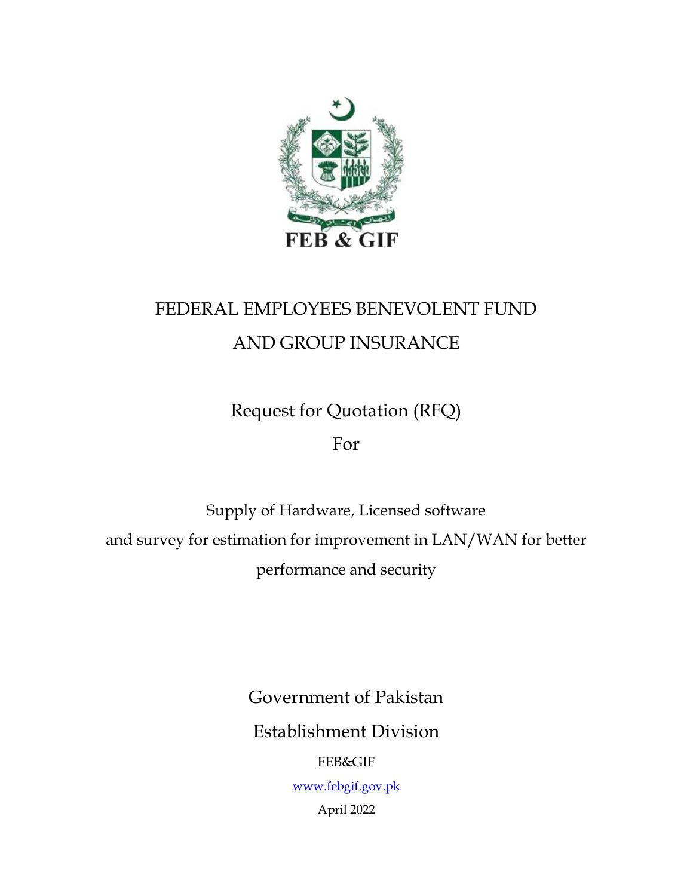FEB & GIF

# FEDERAL EMPLOYEES BENEVOLENT FUND AND GROUP INSURANCE

## Request for Quotation (RFQ)

For

Supply of Hardware, Licensed software and survey for estimation for improvement in LAN/WAN for better performance and security

Government of Pakistan

Establishment Division

FEB&GIF

www.febgif.gov.pk

April 2022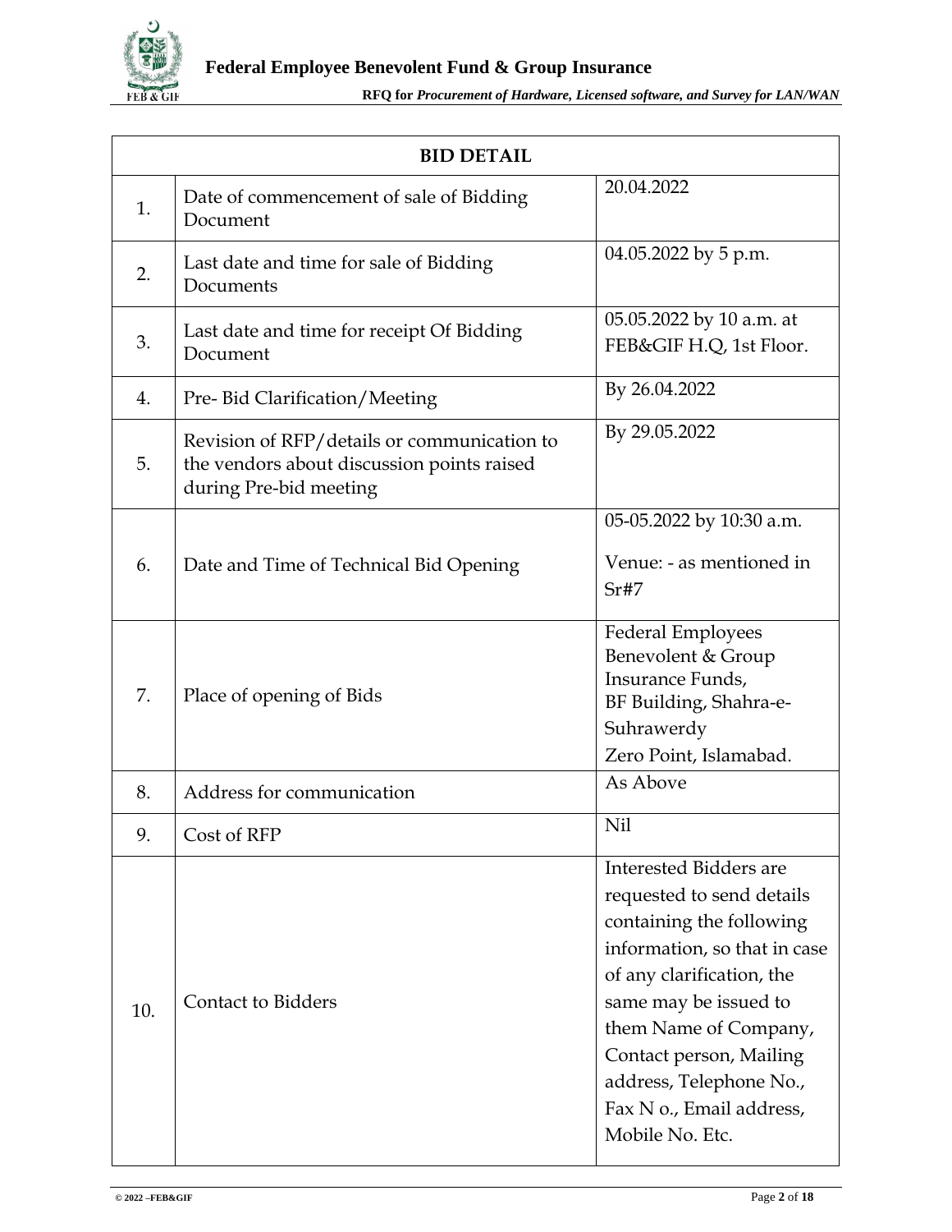| BID DETAIL | | |
|---|---|---|
| 1. | Date of commencement of sale of Bidding Document | 20.04.2022 |
| 2. | Last date and time for sale of Bidding Documents | 04.05.2022 by 5 p.m. |
| 3. | Last date and time for receipt Of Bidding Document | 05.05.2022 by 10 a.m. at FEB&GIF H.Q, 1st Floor. |
| 4. | Pre- Bid Clarification/Meeting | By 26.04.2022 |
| 5. | Revision of RFP/details or communication to the vendors about discussion points raised during Pre-bid meeting | By 29.05.2022 |
| 6. | Date and Time of Technical Bid Opening | 05-05.2022 by 10:30 a.m.<br>Venue: - as mentioned in Sr#7 |
| 7. | Place of opening of Bids | Federal Employees Benevolent & Group Insurance Funds, BF Building, Shahra-e-Suhrawerdy Zero Point, Islamabad. |
| 8. | Address for communication | As Above |
| 9. | Cost of RFP | Nil |
| 10. | Contact to Bidders | Interested Bidders are requested to send details containing the following information, so that in case of any clarification, the same may be issued to them Name of Company, Contact person, Mailing address, Telephone No., Fax N o., Email address, Mobile No. Etc. |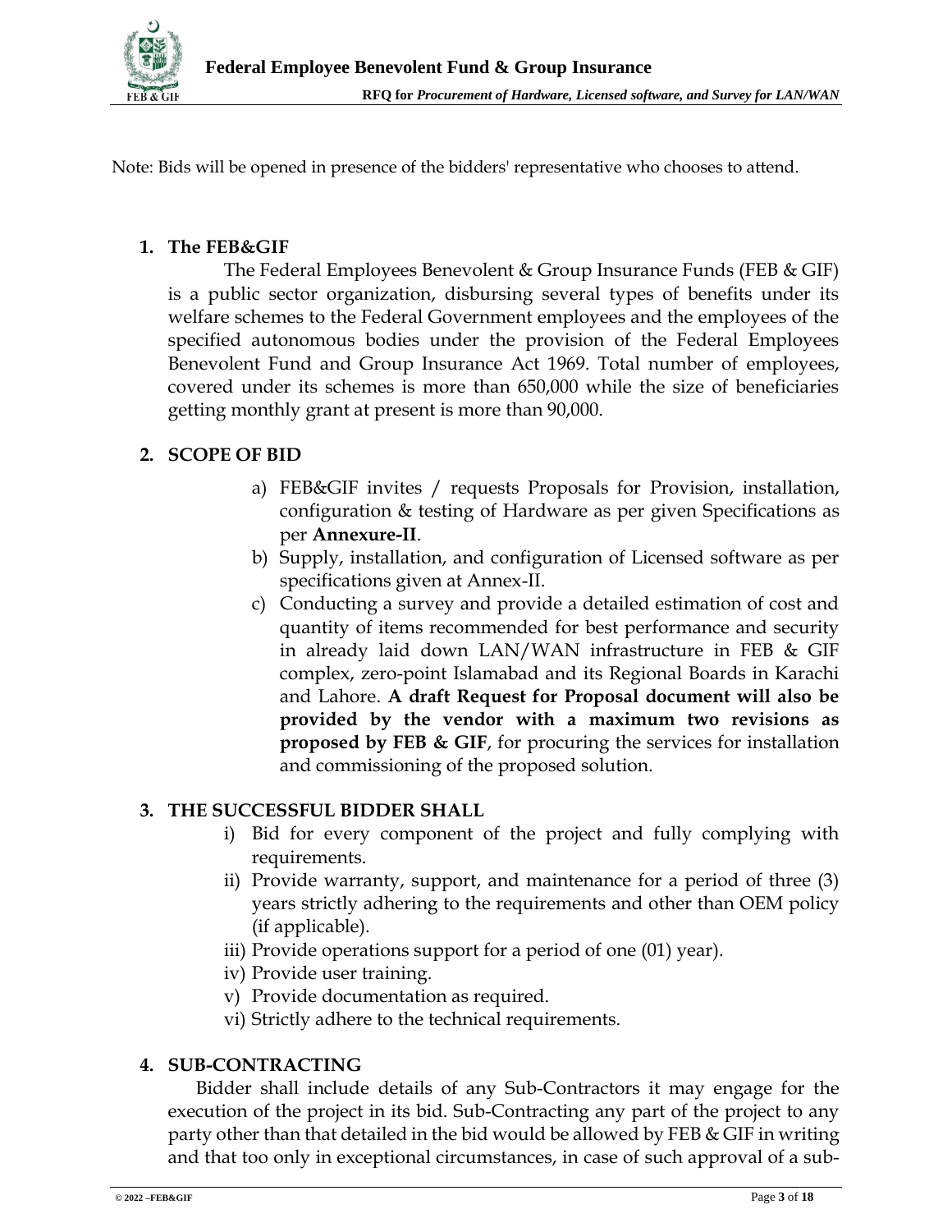Note: Bids will be opened in presence of the bidders' representative who chooses to attend.

## 1. The FEB&GIF

The Federal Employees Benevolent & Group Insurance Funds (FEB & GIF) is a public sector organization, disbursing several types of benefits under its welfare schemes to the Federal Government employees and the employees of the specified autonomous bodies under the provision of the Federal Employees Benevolent Fund and Group Insurance Act 1969. Total number of employees, covered under its schemes is more than 650,000 while the size of beneficiaries getting monthly grant at present is more than 90,000.

## 2. SCOPE OF BID

a) FEB&GIF invites / requests Proposals for Provision, installation, configuration & testing of Hardware as per given Specifications as per **Annexure-II**.

b) Supply, installation, and configuration of Licensed software as per specifications given at Annex-II.

c) Conducting a survey and provide a detailed estimation of cost and quantity of items recommended for best performance and security in already laid down LAN/WAN infrastructure in FEB & GIF complex, zero-point Islamabad and its Regional Boards in Karachi and Lahore. **A draft Request for Proposal document will also be provided by the vendor with a maximum two revisions as proposed by FEB & GIF**, for procuring the services for installation and commissioning of the proposed solution.

## 3. THE SUCCESSFUL BIDDER SHALL

i) Bid for every component of the project and fully complying with requirements.

ii) Provide warranty, support, and maintenance for a period of three (3) years strictly adhering to the requirements and other than OEM policy (if applicable).

iii) Provide operations support for a period of one (01) year).

iv) Provide user training.

v) Provide documentation as required.

vi) Strictly adhere to the technical requirements.

## 4. SUB-CONTRACTING

Bidder shall include details of any Sub-Contractors it may engage for the execution of the project in its bid. Sub-Contracting any part of the project to any party other than that detailed in the bid would be allowed by FEB & GIF in writing and that too only in exceptional circumstances, in case of such approval of a sub-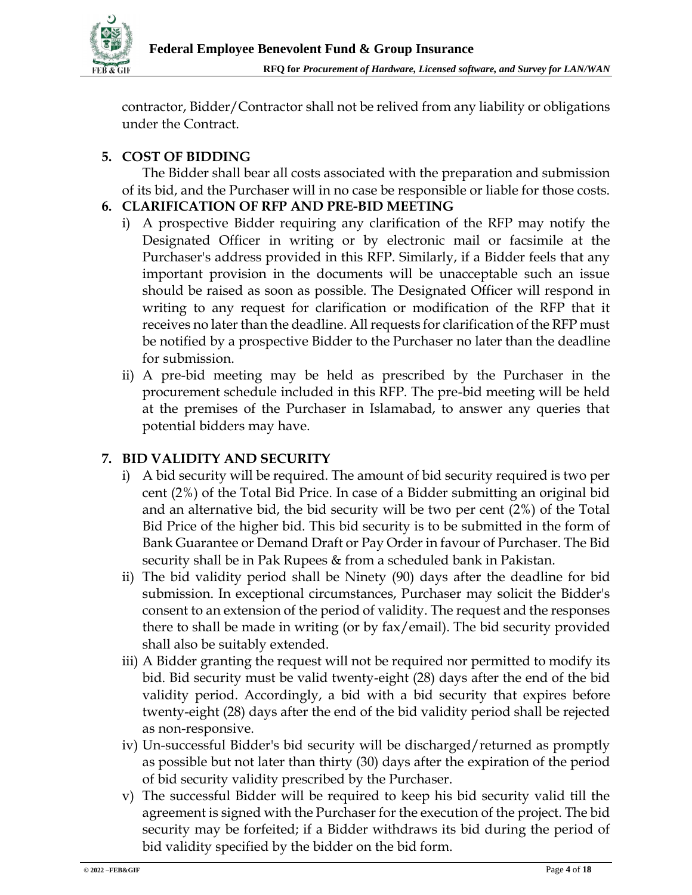contractor, Bidder/Contractor shall not be relived from any liability or obligations under the Contract.

## 5. COST OF BIDDING

The Bidder shall bear all costs associated with the preparation and submission of its bid, and the Purchaser will in no case be responsible or liable for those costs.

## 6. CLARIFICATION OF RFP AND PRE-BID MEETING

i) A prospective Bidder requiring any clarification of the RFP may notify the Designated Officer in writing or by electronic mail or facsimile at the Purchaser's address provided in this RFP. Similarly, if a Bidder feels that any important provision in the documents will be unacceptable such an issue should be raised as soon as possible. The Designated Officer will respond in writing to any request for clarification or modification of the RFP that it receives no later than the deadline. All requests for clarification of the RFP must be notified by a prospective Bidder to the Purchaser no later than the deadline for submission.

ii) A pre-bid meeting may be held as prescribed by the Purchaser in the procurement schedule included in this RFP. The pre-bid meeting will be held at the premises of the Purchaser in Islamabad, to answer any queries that potential bidders may have.

## 7. BID VALIDITY AND SECURITY

i) A bid security will be required. The amount of bid security required is two per cent (2%) of the Total Bid Price. In case of a Bidder submitting an original bid and an alternative bid, the bid security will be two per cent (2%) of the Total Bid Price of the higher bid. This bid security is to be submitted in the form of Bank Guarantee or Demand Draft or Pay Order in favour of Purchaser. The Bid security shall be in Pak Rupees & from a scheduled bank in Pakistan.

ii) The bid validity period shall be Ninety (90) days after the deadline for bid submission. In exceptional circumstances, Purchaser may solicit the Bidder's consent to an extension of the period of validity. The request and the responses there to shall be made in writing (or by fax/email). The bid security provided shall also be suitably extended.

iii) A Bidder granting the request will not be required nor permitted to modify its bid. Bid security must be valid twenty-eight (28) days after the end of the bid validity period. Accordingly, a bid with a bid security that expires before twenty-eight (28) days after the end of the bid validity period shall be rejected as non-responsive.

iv) Un-successful Bidder's bid security will be discharged/returned as promptly as possible but not later than thirty (30) days after the expiration of the period of bid security validity prescribed by the Purchaser.

v) The successful Bidder will be required to keep his bid security valid till the agreement is signed with the Purchaser for the execution of the project. The bid security may be forfeited; if a Bidder withdraws its bid during the period of bid validity specified by the bidder on the bid form.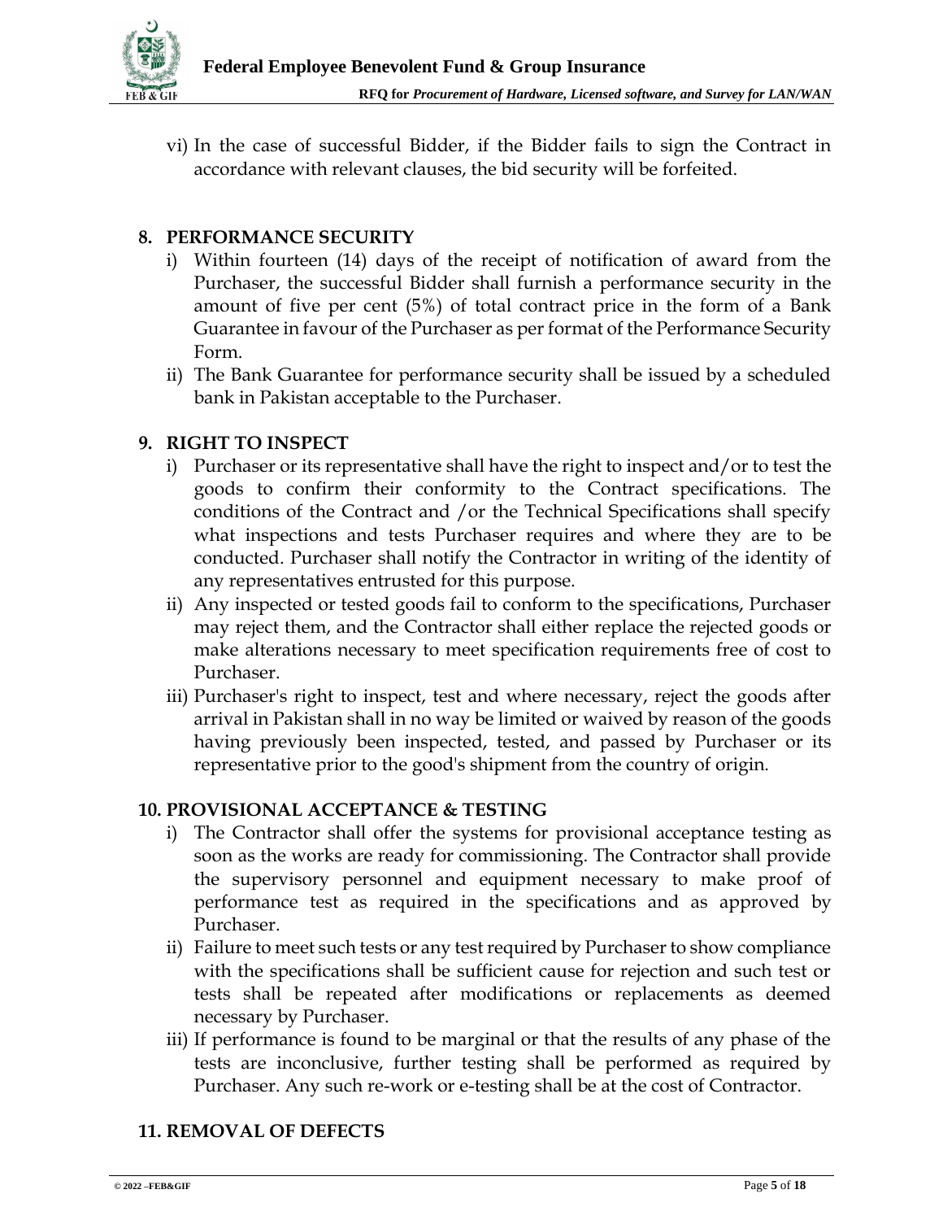vi) In the case of successful Bidder, if the Bidder fails to sign the Contract in accordance with relevant clauses, the bid security will be forfeited.

## 8. PERFORMANCE SECURITY

i) Within fourteen (14) days of the receipt of notification of award from the Purchaser, the successful Bidder shall furnish a performance security in the amount of five per cent (5%) of total contract price in the form of a Bank Guarantee in favour of the Purchaser as per format of the Performance Security Form.

ii) The Bank Guarantee for performance security shall be issued by a scheduled bank in Pakistan acceptable to the Purchaser.

## 9. RIGHT TO INSPECT

i) Purchaser or its representative shall have the right to inspect and/or to test the goods to confirm their conformity to the Contract specifications. The conditions of the Contract and /or the Technical Specifications shall specify what inspections and tests Purchaser requires and where they are to be conducted. Purchaser shall notify the Contractor in writing of the identity of any representatives entrusted for this purpose.

ii) Any inspected or tested goods fail to conform to the specifications, Purchaser may reject them, and the Contractor shall either replace the rejected goods or make alterations necessary to meet specification requirements free of cost to Purchaser.

iii) Purchaser's right to inspect, test and where necessary, reject the goods after arrival in Pakistan shall in no way be limited or waived by reason of the goods having previously been inspected, tested, and passed by Purchaser or its representative prior to the good's shipment from the country of origin.

## 10. PROVISIONAL ACCEPTANCE & TESTING

i) The Contractor shall offer the systems for provisional acceptance testing as soon as the works are ready for commissioning. The Contractor shall provide the supervisory personnel and equipment necessary to make proof of performance test as required in the specifications and as approved by Purchaser.

ii) Failure to meet such tests or any test required by Purchaser to show compliance with the specifications shall be sufficient cause for rejection and such test or tests shall be repeated after modifications or replacements as deemed necessary by Purchaser.

iii) If performance is found to be marginal or that the results of any phase of the tests are inconclusive, further testing shall be performed as required by Purchaser. Any such re-work or e-testing shall be at the cost of Contractor.

## 11. REMOVAL OF DEFECTS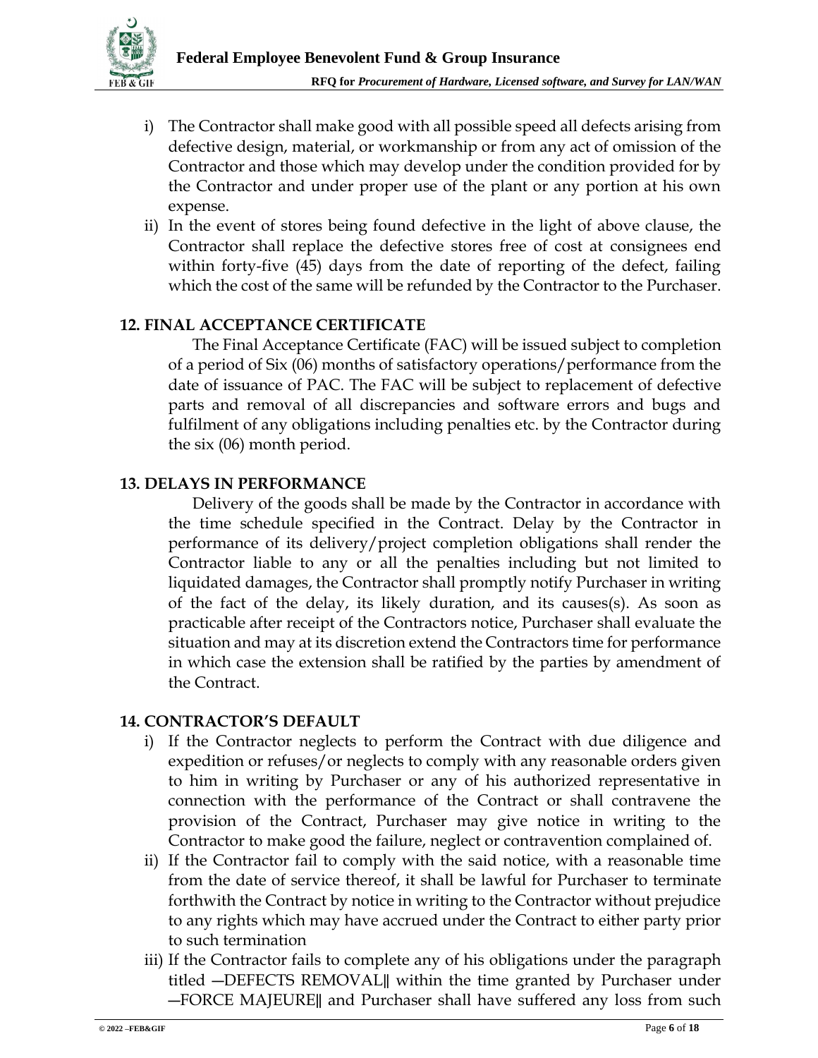i) The Contractor shall make good with all possible speed all defects arising from defective design, material, or workmanship or from any act of omission of the Contractor and those which may develop under the condition provided for by the Contractor and under proper use of the plant or any portion at his own expense.

ii) In the event of stores being found defective in the light of above clause, the Contractor shall replace the defective stores free of cost at consignees end within forty-five (45) days from the date of reporting of the defect, failing which the cost of the same will be refunded by the Contractor to the Purchaser.

## 12. FINAL ACCEPTANCE CERTIFICATE

The Final Acceptance Certificate (FAC) will be issued subject to completion of a period of Six (06) months of satisfactory operations/performance from the date of issuance of PAC. The FAC will be subject to replacement of defective parts and removal of all discrepancies and software errors and bugs and fulfilment of any obligations including penalties etc. by the Contractor during the six (06) month period.

## 13. DELAYS IN PERFORMANCE

Delivery of the goods shall be made by the Contractor in accordance with the time schedule specified in the Contract. Delay by the Contractor in performance of its delivery/project completion obligations shall render the Contractor liable to any or all the penalties including but not limited to liquidated damages, the Contractor shall promptly notify Purchaser in writing of the fact of the delay, its likely duration, and its causes(s). As soon as practicable after receipt of the Contractors notice, Purchaser shall evaluate the situation and may at its discretion extend the Contractors time for performance in which case the extension shall be ratified by the parties by amendment of the Contract.

## 14. CONTRACTOR'S DEFAULT

i) If the Contractor neglects to perform the Contract with due diligence and expedition or refuses/or neglects to comply with any reasonable orders given to him in writing by Purchaser or any of his authorized representative in connection with the performance of the Contract or shall contravene the provision of the Contract, Purchaser may give notice in writing to the Contractor to make good the failure, neglect or contravention complained of.

ii) If the Contractor fail to comply with the said notice, with a reasonable time from the date of service thereof, it shall be lawful for Purchaser to terminate forthwith the Contract by notice in writing to the Contractor without prejudice to any rights which may have accrued under the Contract to either party prior to such termination

iii) If the Contractor fails to complete any of his obligations under the paragraph titled ―DEFECTS REMOVAL‖ within the time granted by Purchaser under ―FORCE MAJEURE‖ and Purchaser shall have suffered any loss from such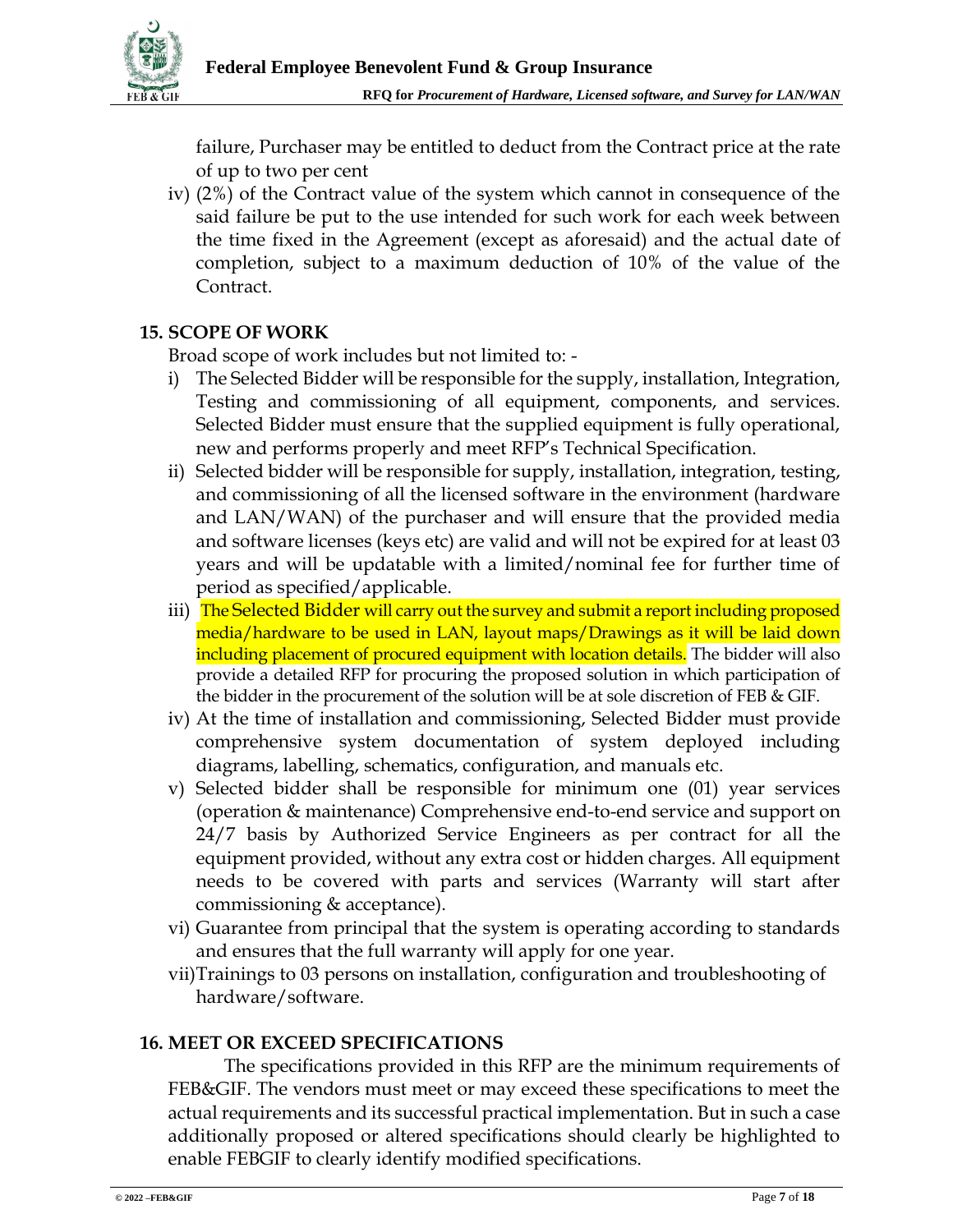failure, Purchaser may be entitled to deduct from the Contract price at the rate of up to two per cent

iv) (2%) of the Contract value of the system which cannot in consequence of the said failure be put to the use intended for such work for each week between the time fixed in the Agreement (except as aforesaid) and the actual date of completion, subject to a maximum deduction of 10% of the value of the Contract.

## 15. SCOPE OF WORK

Broad scope of work includes but not limited to: -

i) The Selected Bidder will be responsible for the supply, installation, Integration, Testing and commissioning of all equipment, components, and services. Selected Bidder must ensure that the supplied equipment is fully operational, new and performs properly and meet RFP's Technical Specification.
ii) Selected bidder will be responsible for supply, installation, integration, testing, and commissioning of all the licensed software in the environment (hardware and LAN/WAN) of the purchaser and will ensure that the provided media and software licenses (keys etc) are valid and will not be expired for at least 03 years and will be updatable with a limited/nominal fee for further time of period as specified/applicable.
iii) The Selected Bidder will carry out the survey and submit a report including proposed media/hardware to be used in LAN, layout maps/Drawings as it will be laid down including placement of procured equipment with location details. The bidder will also provide a detailed RFP for procuring the proposed solution in which participation of the bidder in the procurement of the solution will be at sole discretion of FEB & GIF.
iv) At the time of installation and commissioning, Selected Bidder must provide comprehensive system documentation of system deployed including diagrams, labelling, schematics, configuration, and manuals etc.
v) Selected bidder shall be responsible for minimum one (01) year services (operation & maintenance) Comprehensive end-to-end service and support on 24/7 basis by Authorized Service Engineers as per contract for all the equipment provided, without any extra cost or hidden charges. All equipment needs to be covered with parts and services (Warranty will start after commissioning & acceptance).
vi) Guarantee from principal that the system is operating according to standards and ensures that the full warranty will apply for one year.
vii) Trainings to 03 persons on installation, configuration and troubleshooting of hardware/software.

## 16. MEET OR EXCEED SPECIFICATIONS

The specifications provided in this RFP are the minimum requirements of FEB&GIF. The vendors must meet or may exceed these specifications to meet the actual requirements and its successful practical implementation. But in such a case additionally proposed or altered specifications should clearly be highlighted to enable FEBGIF to clearly identify modified specifications.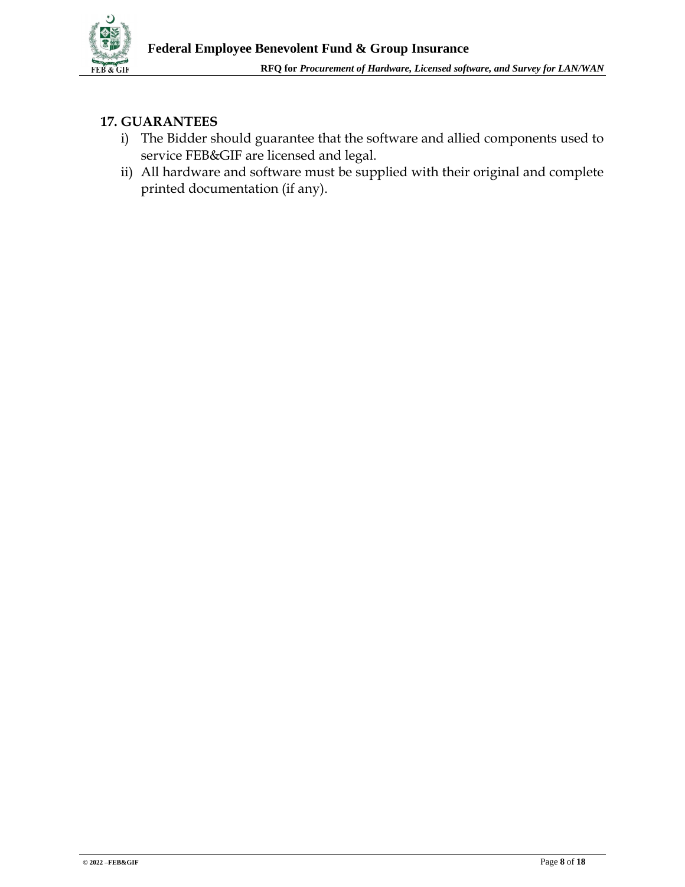## 17. GUARANTEES

i) The Bidder should guarantee that the software and allied components used to service FEB&GIF are licensed and legal.

ii) All hardware and software must be supplied with their original and complete printed documentation (if any).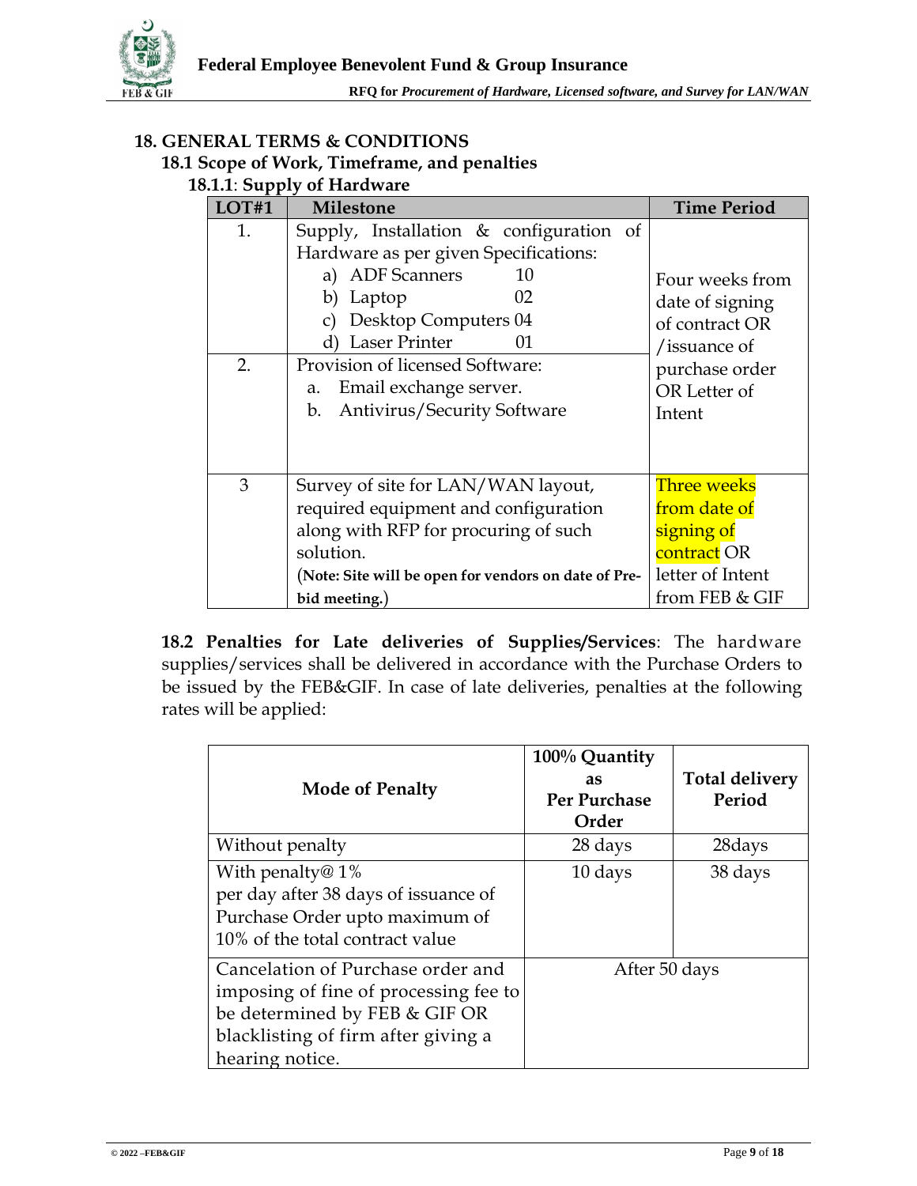## 18. GENERAL TERMS & CONDITIONS

### 18.1 Scope of Work, Timeframe, and penalties

#### 18.1.1: Supply of Hardware

| LOT#1 | Milestone | Time Period |
|---|---|---|
| 1. | Supply, Installation & configuration of Hardware as per given Specifications:<br>a) ADF Scanners 10<br>b) Laptop 02<br>c) Desktop Computers 04<br>d) Laser Printer 01 | Four weeks from date of signing of contract OR /issuance of purchase order OR Letter of Intent |
| 2. | Provision of licensed Software:<br>a. Email exchange server.<br>b. Antivirus/Security Software | |
| 3 | Survey of site for LAN/WAN layout, required equipment and configuration along with RFP for procuring of such solution.<br>(**Note: Site will be open for vendors on date of Pre-bid meeting.**) | Three weeks from date of signing of contract OR letter of Intent from FEB & GIF |

**18.2 Penalties for Late deliveries of Supplies/Services**: The hardware supplies/services shall be delivered in accordance with the Purchase Orders to be issued by the FEB&GIF. In case of late deliveries, penalties at the following rates will be applied:

| Mode of Penalty | 100% Quantity as Per Purchase Order | Total delivery Period |
|---|---|---|
| Without penalty | 28 days | 28days |
| With penalty@ 1% per day after 38 days of issuance of Purchase Order upto maximum of 10% of the total contract value | 10 days | 38 days |
| Cancelation of Purchase order and imposing of fine of processing fee to be determined by FEB & GIF OR blacklisting of firm after giving a hearing notice. | After 50 days | |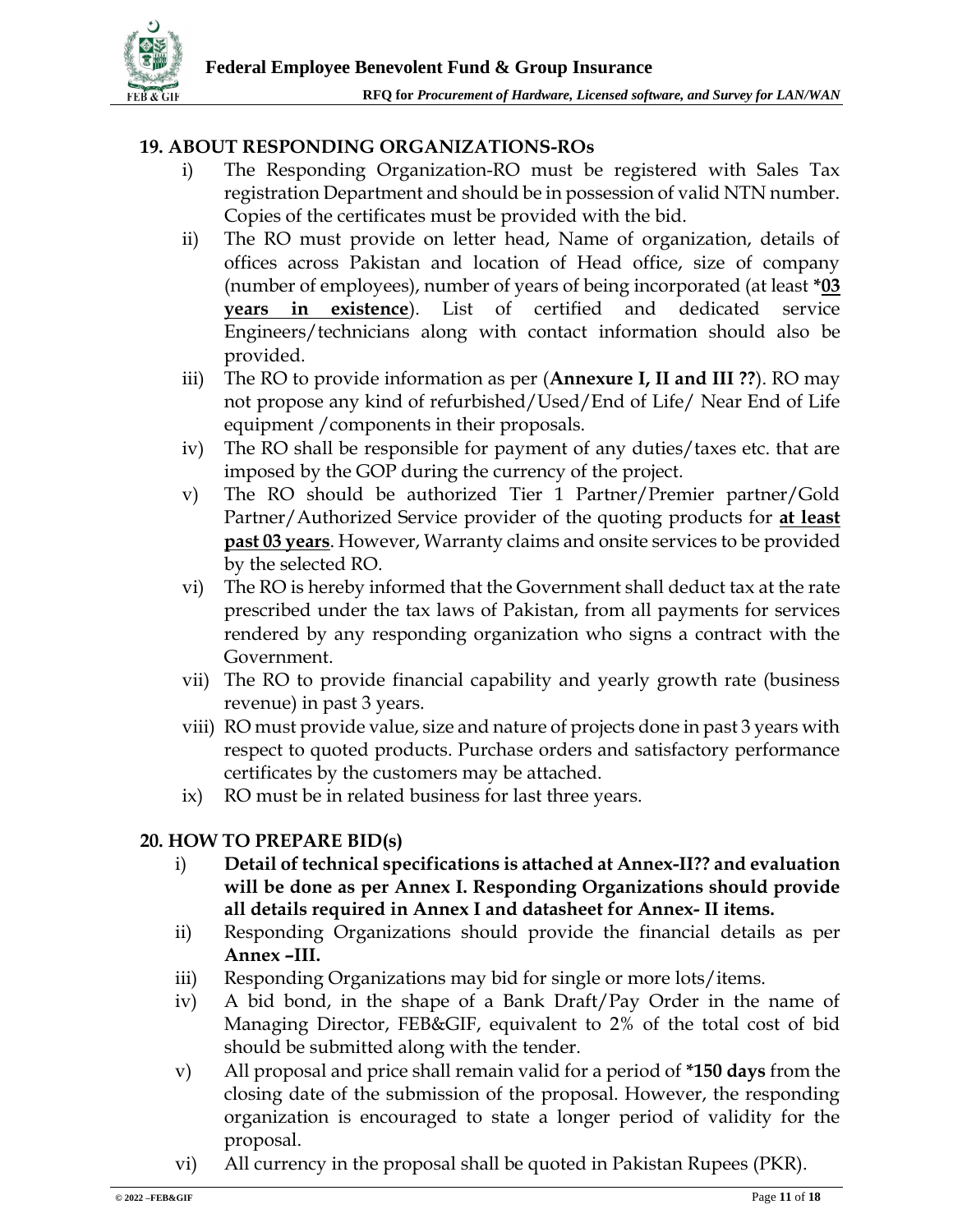## 19. ABOUT RESPONDING ORGANIZATIONS-ROs

i) The Responding Organization-RO must be registered with Sales Tax registration Department and should be in possession of valid NTN number. Copies of the certificates must be provided with the bid.

ii) The RO must provide on letter head, Name of organization, details of offices across Pakistan and location of Head office, size of company (number of employees), number of years of being incorporated (at least ***<u>03 years in existence</u>**). List of certified and dedicated service Engineers/technicians along with contact information should also be provided.

iii) The RO to provide information as per (**Annexure I, II and III ??**). RO may not propose any kind of refurbished/Used/End of Life/ Near End of Life equipment /components in their proposals.

iv) The RO shall be responsible for payment of any duties/taxes etc. that are imposed by the GOP during the currency of the project.

v) The RO should be authorized Tier 1 Partner/Premier partner/Gold Partner/Authorized Service provider of the quoting products for **<u>at least past 03 years</u>**. However, Warranty claims and onsite services to be provided by the selected RO.

vi) The RO is hereby informed that the Government shall deduct tax at the rate prescribed under the tax laws of Pakistan, from all payments for services rendered by any responding organization who signs a contract with the Government.

vii) The RO to provide financial capability and yearly growth rate (business revenue) in past 3 years.

viii) RO must provide value, size and nature of projects done in past 3 years with respect to quoted products. Purchase orders and satisfactory performance certificates by the customers may be attached.

ix) RO must be in related business for last three years.

## 20. HOW TO PREPARE BID(s)

i) **Detail of technical specifications is attached at Annex-II?? and evaluation will be done as per Annex I. Responding Organizations should provide all details required in Annex I and datasheet for Annex- II items.**

ii) Responding Organizations should provide the financial details as per **Annex –III.**

iii) Responding Organizations may bid for single or more lots/items.

iv) A bid bond, in the shape of a Bank Draft/Pay Order in the name of Managing Director, FEB&GIF, equivalent to 2% of the total cost of bid should be submitted along with the tender.

v) All proposal and price shall remain valid for a period of ***150 days** from the closing date of the submission of the proposal. However, the responding organization is encouraged to state a longer period of validity for the proposal.

vi) All currency in the proposal shall be quoted in Pakistan Rupees (PKR).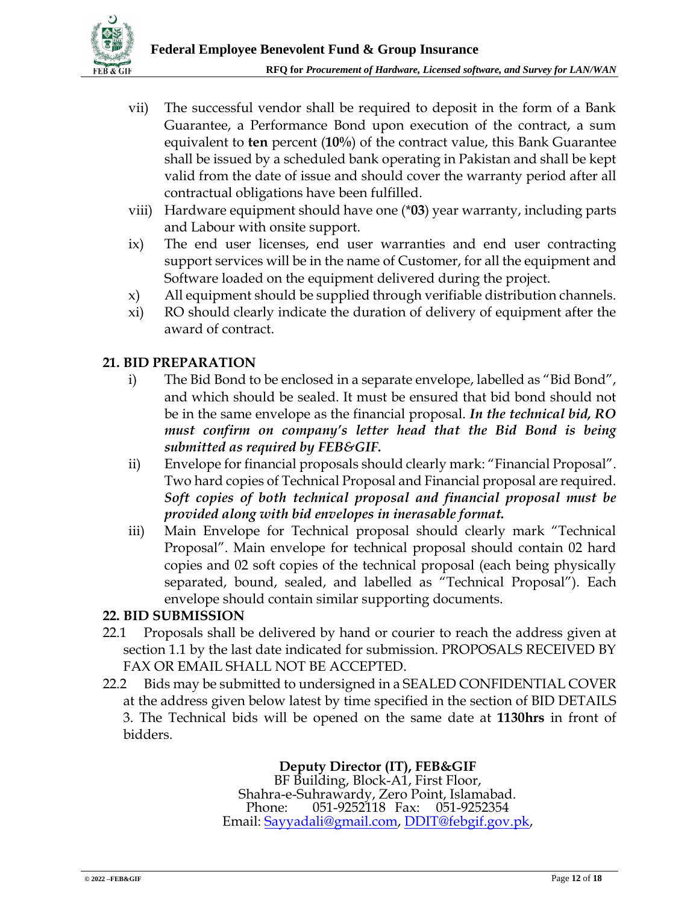vii) The successful vendor shall be required to deposit in the form of a Bank Guarantee, a Performance Bond upon execution of the contract, a sum equivalent to **ten** percent (**10%**) of the contract value, this Bank Guarantee shall be issued by a scheduled bank operating in Pakistan and shall be kept valid from the date of issue and should cover the warranty period after all contractual obligations have been fulfilled.

viii) Hardware equipment should have one (***03**) year warranty, including parts and Labour with onsite support.

ix) The end user licenses, end user warranties and end user contracting support services will be in the name of Customer, for all the equipment and Software loaded on the equipment delivered during the project.

x) All equipment should be supplied through verifiable distribution channels.

xi) RO should clearly indicate the duration of delivery of equipment after the award of contract.

## 21. BID PREPARATION

i) The Bid Bond to be enclosed in a separate envelope, labelled as "Bid Bond", and which should be sealed. It must be ensured that bid bond should not be in the same envelope as the financial proposal. ***In the technical bid, RO must confirm on company's letter head that the Bid Bond is being submitted as required by FEB&GIF.***

ii) Envelope for financial proposals should clearly mark: "Financial Proposal". Two hard copies of Technical Proposal and Financial proposal are required. ***Soft copies of both technical proposal and financial proposal must be provided along with bid envelopes in inerasable format.***

iii) Main Envelope for Technical proposal should clearly mark "Technical Proposal". Main envelope for technical proposal should contain 02 hard copies and 02 soft copies of the technical proposal (each being physically separated, bound, sealed, and labelled as "Technical Proposal"). Each envelope should contain similar supporting documents.

## 22. BID SUBMISSION

22.1 Proposals shall be delivered by hand or courier to reach the address given at section 1.1 by the last date indicated for submission. PROPOSALS RECEIVED BY FAX OR EMAIL SHALL NOT BE ACCEPTED.

22.2 Bids may be submitted to undersigned in a SEALED CONFIDENTIAL COVER at the address given below latest by time specified in the section of BID DETAILS 3. The Technical bids will be opened on the same date at **1130hrs** in front of bidders.

**Deputy Director (IT), FEB&GIF**
BF Building, Block-A1, First Floor,
Shahra-e-Suhrawardy, Zero Point, Islamabad.
Phone: 051-9252118 Fax: 051-9252354
Email: Sayyadali@gmail.com, DDIT@febgif.gov.pk,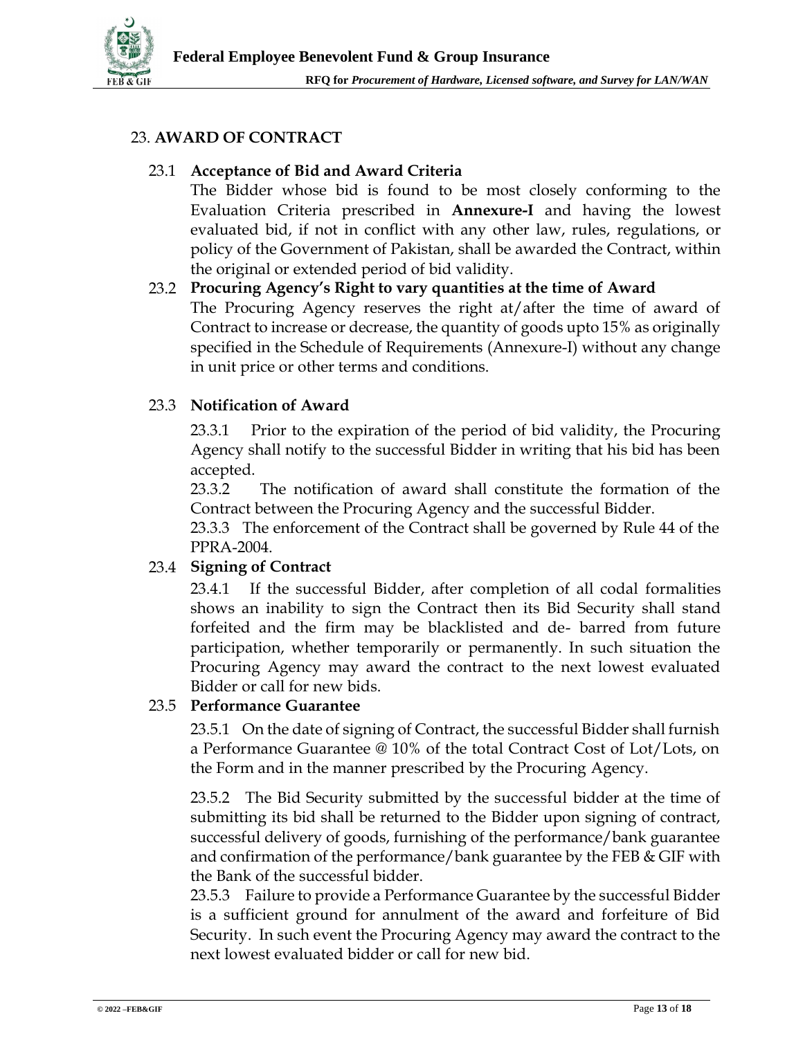## 23. AWARD OF CONTRACT

### 23.1 Acceptance of Bid and Award Criteria

The Bidder whose bid is found to be most closely conforming to the Evaluation Criteria prescribed in **Annexure-I** and having the lowest evaluated bid, if not in conflict with any other law, rules, regulations, or policy of the Government of Pakistan, shall be awarded the Contract, within the original or extended period of bid validity.

### 23.2 Procuring Agency's Right to vary quantities at the time of Award

The Procuring Agency reserves the right at/after the time of award of Contract to increase or decrease, the quantity of goods upto 15% as originally specified in the Schedule of Requirements (Annexure-I) without any change in unit price or other terms and conditions.

### 23.3 Notification of Award

23.3.1 Prior to the expiration of the period of bid validity, the Procuring Agency shall notify to the successful Bidder in writing that his bid has been accepted.

23.3.2 The notification of award shall constitute the formation of the Contract between the Procuring Agency and the successful Bidder.

23.3.3 The enforcement of the Contract shall be governed by Rule 44 of the PPRA-2004.

### 23.4 Signing of Contract

23.4.1 If the successful Bidder, after completion of all codal formalities shows an inability to sign the Contract then its Bid Security shall stand forfeited and the firm may be blacklisted and de- barred from future participation, whether temporarily or permanently. In such situation the Procuring Agency may award the contract to the next lowest evaluated Bidder or call for new bids.

### 23.5 Performance Guarantee

23.5.1 On the date of signing of Contract, the successful Bidder shall furnish a Performance Guarantee @ 10% of the total Contract Cost of Lot/Lots, on the Form and in the manner prescribed by the Procuring Agency.

23.5.2 The Bid Security submitted by the successful bidder at the time of submitting its bid shall be returned to the Bidder upon signing of contract, successful delivery of goods, furnishing of the performance/bank guarantee and confirmation of the performance/bank guarantee by the FEB & GIF with the Bank of the successful bidder.

23.5.3 Failure to provide a Performance Guarantee by the successful Bidder is a sufficient ground for annulment of the award and forfeiture of Bid Security. In such event the Procuring Agency may award the contract to the next lowest evaluated bidder or call for new bid.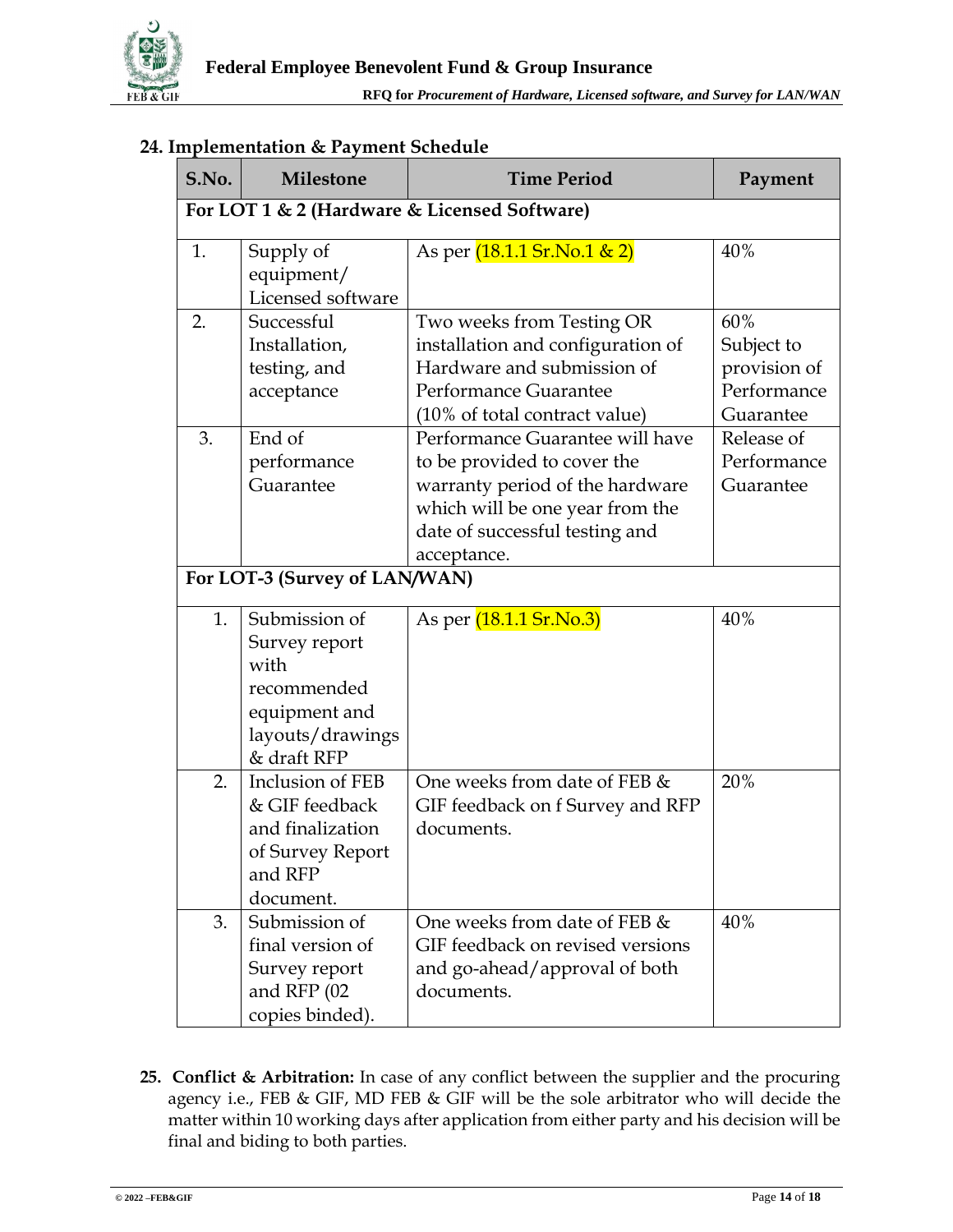## 24. Implementation & Payment Schedule

| S.No. | Milestone | Time Period | Payment |
|---|---|---|---|
| **For LOT 1 & 2 (Hardware & Licensed Software)** | | | |
| 1. | Supply of equipment/ Licensed software | As per (18.1.1 Sr.No.1 & 2) | 40% |
| 2. | Successful Installation, testing, and acceptance | Two weeks from Testing OR installation and configuration of Hardware and submission of Performance Guarantee (10% of total contract value) | 60% Subject to provision of Performance Guarantee |
| 3. | End of performance Guarantee | Performance Guarantee will have to be provided to cover the warranty period of the hardware which will be one year from the date of successful testing and acceptance. | Release of Performance Guarantee |
| **For LOT-3 (Survey of LAN/WAN)** | | | |
| 1. | Submission of Survey report with recommended equipment and layouts/drawings & draft RFP | As per (18.1.1 Sr.No.3) | 40% |
| 2. | Inclusion of FEB & GIF feedback and finalization of Survey Report and RFP document. | One weeks from date of FEB & GIF feedback on f Survey and RFP documents. | 20% |
| 3. | Submission of final version of Survey report and RFP (02 copies binded). | One weeks from date of FEB & GIF feedback on revised versions and go-ahead/approval of both documents. | 40% |

**25. Conflict & Arbitration:** In case of any conflict between the supplier and the procuring agency i.e., FEB & GIF, MD FEB & GIF will be the sole arbitrator who will decide the matter within 10 working days after application from either party and his decision will be final and biding to both parties.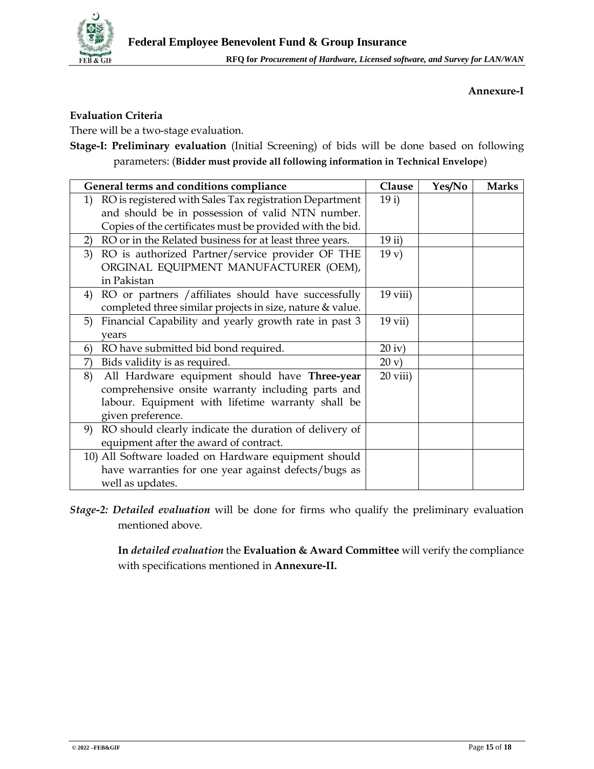**Annexure-I**

**Evaluation Criteria**

There will be a two-stage evaluation.

**Stage-I: Preliminary evaluation** (Initial Screening) of bids will be done based on following parameters: (**Bidder must provide all following information in Technical Envelope**)

| General terms and conditions compliance | Clause | Yes/No | Marks |
|---|---|---|---|
| 1) RO is registered with Sales Tax registration Department and should be in possession of valid NTN number. Copies of the certificates must be provided with the bid. | 19 i) | | |
| 2) RO or in the Related business for at least three years. | 19 ii) | | |
| 3) RO is authorized Partner/service provider OF THE ORGINAL EQUIPMENT MANUFACTURER (OEM), in Pakistan | 19 v) | | |
| 4) RO or partners /affiliates should have successfully completed three similar projects in size, nature & value. | 19 viii) | | |
| 5) Financial Capability and yearly growth rate in past 3 years | 19 vii) | | |
| 6) RO have submitted bid bond required. | 20 iv) | | |
| 7) Bids validity is as required. | 20 v) | | |
| 8) All Hardware equipment should have **Three-year** comprehensive onsite warranty including parts and labour. Equipment with lifetime warranty shall be given preference. | 20 viii) | | |
| 9) RO should clearly indicate the duration of delivery of equipment after the award of contract. | | | |
| 10) All Software loaded on Hardware equipment should have warranties for one year against defects/bugs as well as updates. | | | |

***Stage-2: Detailed evaluation*** will be done for firms who qualify the preliminary evaluation mentioned above.

**In** ***detailed evaluation*** the **Evaluation & Award Committee** will verify the compliance with specifications mentioned in **Annexure-II.**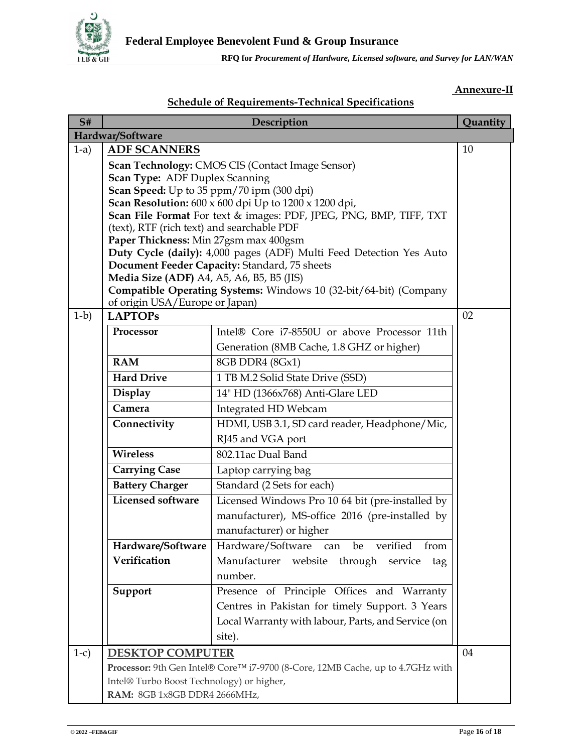**Annexure-II**

**Schedule of Requirements-Technical Specifications**

| S# | Description | | Quantity |
|---|---|---|---|
| **Hardwar/Software** | | | |
| 1-a) | **ADF SCANNERS**<br>**Scan Technology:** CMOS CIS (Contact Image Sensor)<br>**Scan Type:** ADF Duplex Scanning<br>**Scan Speed:** Up to 35 ppm/70 ipm (300 dpi)<br>**Scan Resolution:** 600 x 600 dpi Up to 1200 x 1200 dpi,<br>**Scan File Format** For text & images: PDF, JPEG, PNG, BMP, TIFF, TXT (text), RTF (rich text) and searchable PDF<br>**Paper Thickness:** Min 27gsm max 400gsm<br>**Duty Cycle (daily):** 4,000 pages (ADF) Multi Feed Detection Yes Auto<br>**Document Feeder Capacity:** Standard, 75 sheets<br>**Media Size (ADF)** A4, A5, A6, B5, B5 (JIS)<br>**Compatible Operating Systems:** Windows 10 (32-bit/64-bit) (Company of origin USA/Europe or Japan) | | 10 |
| 1-b) | **LAPTOPs** | | 02 |
| | **Processor** | Intel® Core i7-8550U or above Processor 11th Generation (8MB Cache, 1.8 GHZ or higher) | |
| | **RAM** | 8GB DDR4 (8Gx1) | |
| | **Hard Drive** | 1 TB M.2 Solid State Drive (SSD) | |
| | **Display** | 14" HD (1366x768) Anti-Glare LED | |
| | **Camera** | Integrated HD Webcam | |
| | **Connectivity** | HDMI, USB 3.1, SD card reader, Headphone/Mic, RJ45 and VGA port | |
| | **Wireless** | 802.11ac Dual Band | |
| | **Carrying Case** | Laptop carrying bag | |
| | **Battery Charger** | Standard (2 Sets for each) | |
| | **Licensed software** | Licensed Windows Pro 10 64 bit (pre-installed by manufacturer), MS-office 2016 (pre-installed by manufacturer) or higher | |
| | **Hardware/Software Verification** | Hardware/Software can be verified from Manufacturer website through service tag number. | |
| | **Support** | Presence of Principle Offices and Warranty Centres in Pakistan for timely Support. 3 Years Local Warranty with labour, Parts, and Service (on site). | |
| 1-c) | **DESKTOP COMPUTER**<br>**Processor:** 9th Gen Intel® Core™ i7-9700 (8-Core, 12MB Cache, up to 4.7GHz with Intel® Turbo Boost Technology) or higher,<br>**RAM:** 8GB 1x8GB DDR4 2666MHz, | | 04 |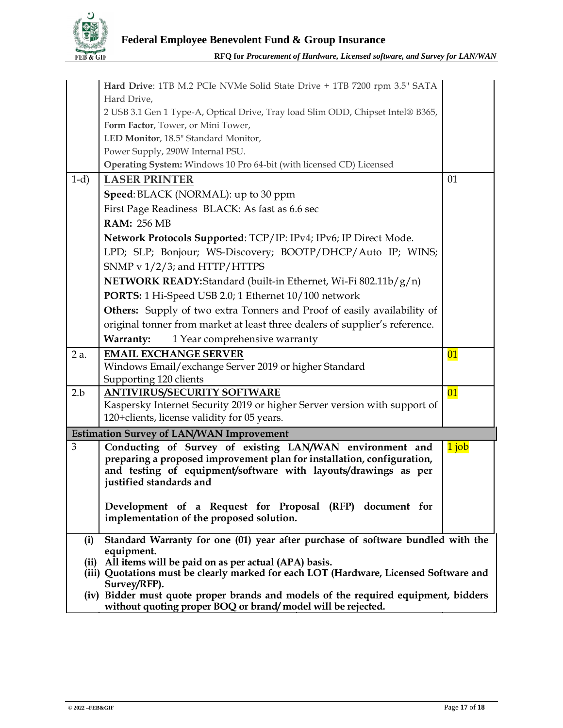| | | |
|---|---|---|
| | **Hard Drive**: 1TB M.2 PCIe NVMe Solid State Drive + 1TB 7200 rpm 3.5" SATA Hard Drive,<br>2 USB 3.1 Gen 1 Type-A, Optical Drive, Tray load Slim ODD, Chipset Intel® B365,<br>**Form Factor**, Tower, or Mini Tower,<br>**LED Monitor**, 18.5" Standard Monitor,<br>Power Supply, 290W Internal PSU.<br>**Operating System:** Windows 10 Pro 64-bit (with licensed CD) Licensed | |
| 1-d) | <u>**LASER PRINTER**</u><br>**Speed**: BLACK (NORMAL): up to 30 ppm<br>First Page Readiness BLACK: As fast as 6.6 sec<br>**RAM:** 256 MB<br>**Network Protocols Supported**: TCP/IP: IPv4; IPv6; IP Direct Mode. LPD; SLP; Bonjour; WS-Discovery; BOOTP/DHCP/Auto IP; WINS; SNMP v 1/2/3; and HTTP/HTTPS<br>**NETWORK READY:**Standard (built-in Ethernet, Wi-Fi 802.11b/g/n)<br>**PORTS:** 1 Hi-Speed USB 2.0; 1 Ethernet 10/100 network<br>**Others:** Supply of two extra Tonners and Proof of easily availability of original tonner from market at least three dealers of supplier's reference.<br>**Warranty:** 1 Year comprehensive warranty | 01 |
| 2 a. | <u>**EMAIL EXCHANGE SERVER**</u><br>Windows Email/exchange Server 2019 or higher Standard<br>Supporting 120 clients | 01 |
| 2.b | <u>**ANTIVIRUS/SECURITY SOFTWARE**</u><br>Kaspersky Internet Security 2019 or higher Server version with support of 120+clients, license validity for 05 years. | 01 |
| **Estimation Survey of LAN/WAN Improvement** | | |
| 3 | **Conducting of Survey of existing LAN/WAN environment and preparing a proposed improvement plan for installation, configuration, and testing of equipment/software with layouts/drawings as per justified standards and**<br><br>**Development of a Request for Proposal (RFP) document for implementation of the proposed solution.** | 1 job |

**(i)** **Standard Warranty for one (01) year after purchase of software bundled with the equipment.**
**(ii)** **All items will be paid on as per actual (APA) basis.**
**(iii)** **Quotations must be clearly marked for each LOT (Hardware, Licensed Software and Survey/RFP).**
**(iv)** **Bidder must quote proper brands and models of the required equipment, bidders without quoting proper BOQ or brand/ model will be rejected.**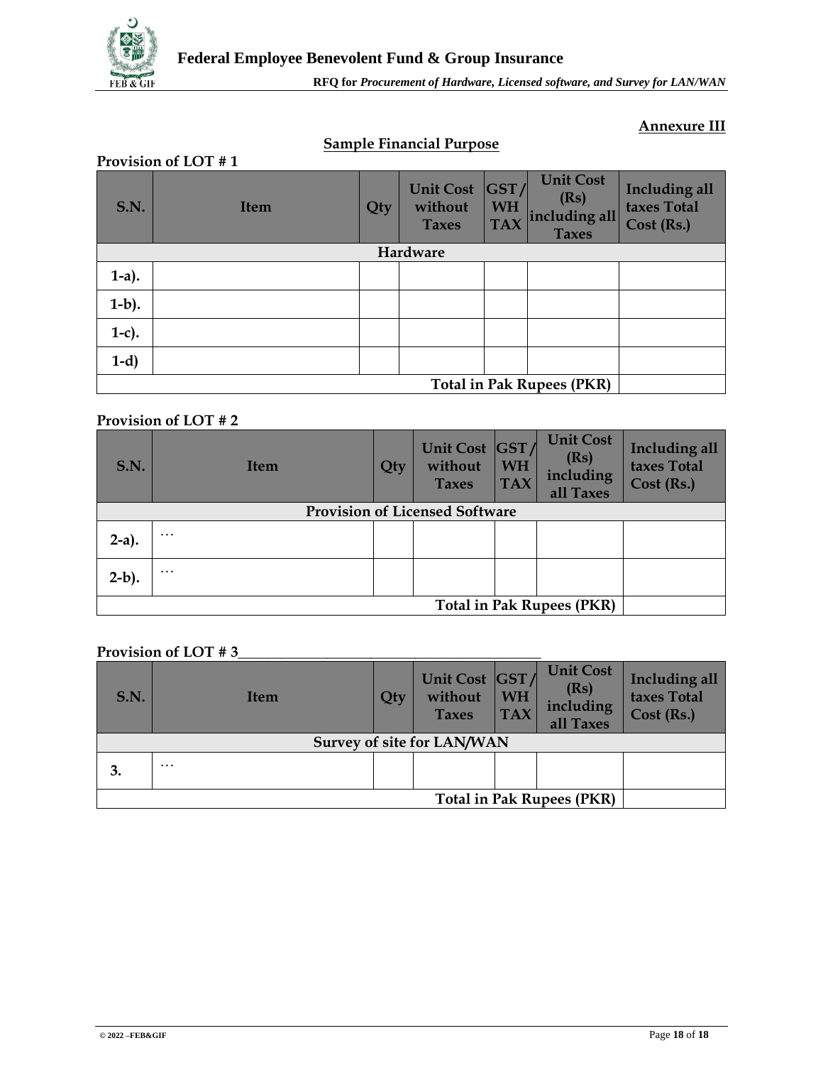**Annexure III**

**Sample Financial Purpose**

**Provision of LOT # 1**

| S.N. | Item | Qty | Unit Cost without Taxes | GST/ WH TAX | Unit Cost (Rs) including all Taxes | Including all taxes Total Cost (Rs.) |
|---|---|---|---|---|---|---|
| **Hardware** | | | | | | |
| **1-a).** | | | | | | |
| **1-b).** | | | | | | |
| **1-c).** | | | | | | |
| **1-d)** | | | | | | |
| **Total in Pak Rupees (PKR)** | | | | | | |

**Provision of LOT # 2**

| S.N. | Item | Qty | Unit Cost without Taxes | GST/ WH TAX | Unit Cost (Rs) including all Taxes | Including all taxes Total Cost (Rs.) |
|---|---|---|---|---|---|---|
| **Provision of Licensed Software** | | | | | | |
| **2-a).** | … | | | | | |
| **2-b).** | … | | | | | |
| **Total in Pak Rupees (PKR)** | | | | | | |

**Provision of LOT # 3**\_\_\_\_\_\_\_\_\_\_\_\_\_\_\_\_\_\_\_\_\_\_\_\_\_\_\_\_\_\_\_\_\_\_\_\_\_\_\_\_

| S.N. | Item | Qty | Unit Cost without Taxes | GST/ WH TAX | Unit Cost (Rs) including all Taxes | Including all taxes Total Cost (Rs.) |
|---|---|---|---|---|---|---|
| **Survey of site for LAN/WAN** | | | | | | |
| **3.** | … | | | | | |
| **Total in Pak Rupees (PKR)** | | | | | | |